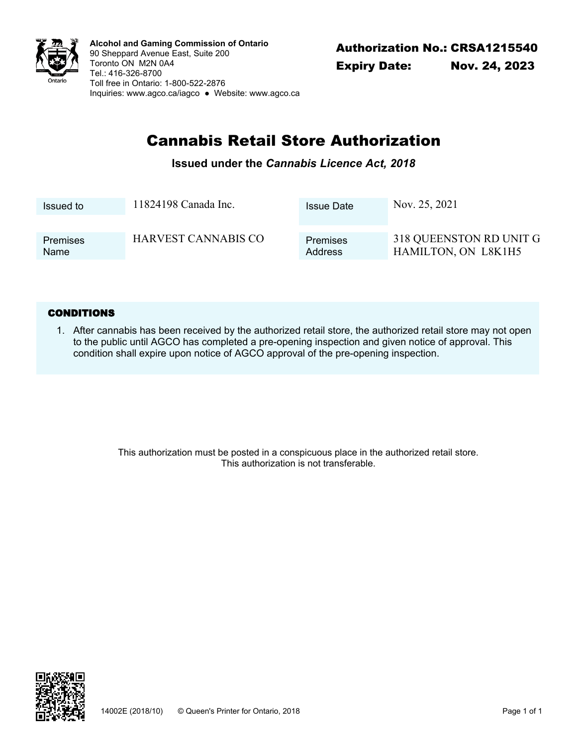**Alcohol and Gaming Commission of Ontario**
90 Sheppard Avenue East, Suite 200
Toronto ON M2N 0A4
Tel.: 416-326-8700
Toll free in Ontario: 1-800-522-2876
Inquiries: www.agco.ca/iagco ● Website: www.agco.ca

**Authorization No.: CRSA1215540**
**Expiry Date: Nov. 24, 2023**

# Cannabis Retail Store Authorization

**Issued under the *Cannabis Licence Act, 2018***

| | | | |
|---|---|---|---|
| Issued to | 11824198 Canada Inc. | Issue Date | Nov. 25, 2021 |
| Premises Name | HARVEST CANNABIS CO | Premises Address | 318 QUEENSTON RD UNIT G HAMILTON, ON L8K1H5 |

**CONDITIONS**

1. After cannabis has been received by the authorized retail store, the authorized retail store may not open to the public until AGCO has completed a pre-opening inspection and given notice of approval. This condition shall expire upon notice of AGCO approval of the pre-opening inspection.

This authorization must be posted in a conspicuous place in the authorized retail store.
This authorization is not transferable.

14002E (2018/10) © Queen's Printer for Ontario, 2018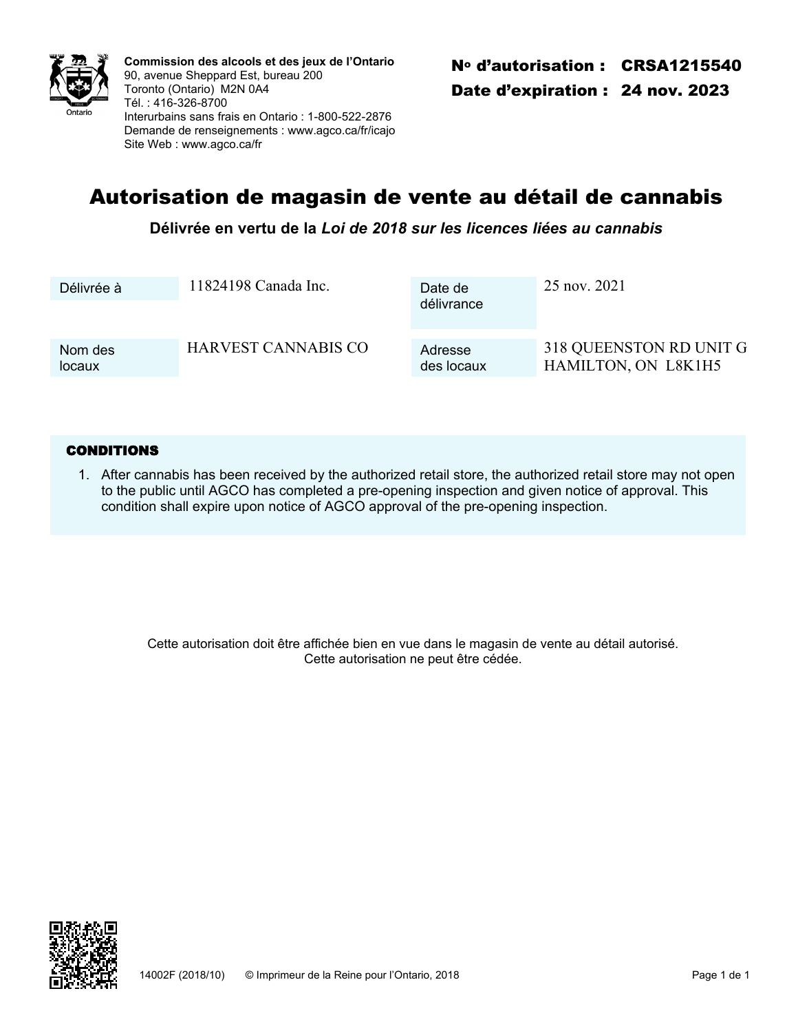**Commission des alcools et des jeux de l'Ontario**
90, avenue Sheppard Est, bureau 200
Toronto (Ontario) M2N 0A4
Tél. : 416-326-8700
Interurbains sans frais en Ontario : 1-800-522-2876
Demande de renseignements : www.agco.ca/fr/icajo
Site Web : www.agco.ca/fr

**Nº d'autorisation : CRSA1215540**
**Date d'expiration : 24 nov. 2023**

# Autorisation de magasin de vente au détail de cannabis

**Délivrée en vertu de la *Loi de 2018 sur les licences liées au cannabis***

| | | | |
|---|---|---|---|
| Délivrée à | 11824198 Canada Inc. | Date de délivrance | 25 nov. 2021 |
| Nom des locaux | HARVEST CANNABIS CO | Adresse des locaux | 318 QUEENSTON RD UNIT G HAMILTON, ON L8K1H5 |

**CONDITIONS**

1. After cannabis has been received by the authorized retail store, the authorized retail store may not open to the public until AGCO has completed a pre-opening inspection and given notice of approval. This condition shall expire upon notice of AGCO approval of the pre-opening inspection.

Cette autorisation doit être affichée bien en vue dans le magasin de vente au détail autorisé.
Cette autorisation ne peut être cédée.

14002F (2018/10) © Imprimeur de la Reine pour l'Ontario, 2018